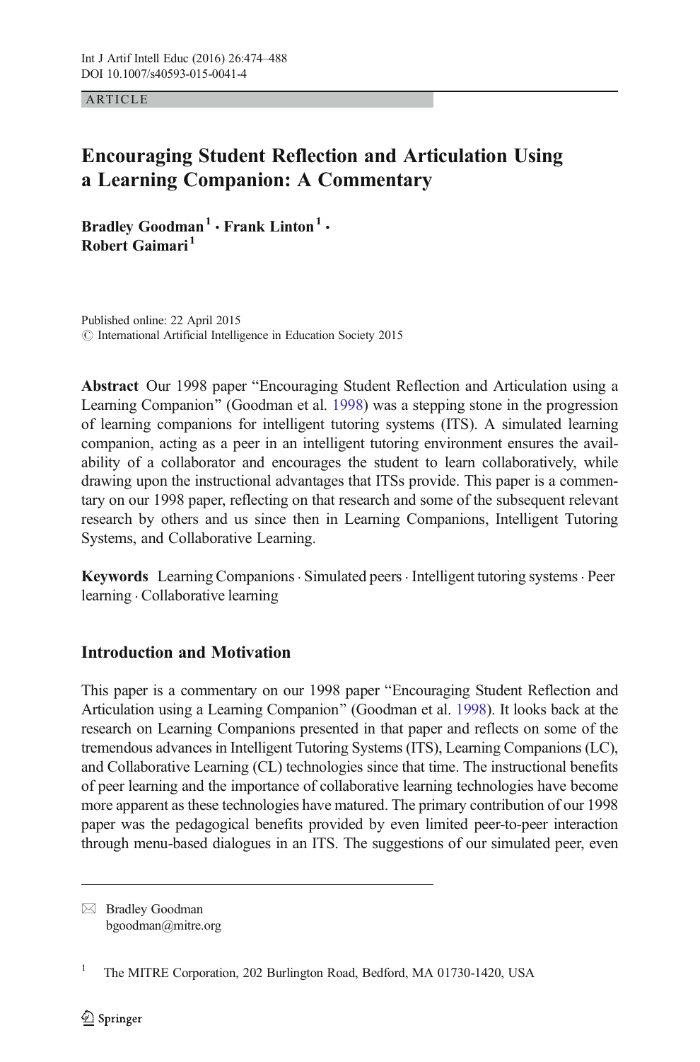ARTICLE

# Encouraging Student Reflection and Articulation Using a Learning Companion: A Commentary

**Bradley Goodman**[1] **· Frank Linton**[1] **· Robert Gaimari**[1]

Published online: 22 April 2015
© International Artificial Intelligence in Education Society 2015

**Abstract** Our 1998 paper "Encouraging Student Reflection and Articulation using a Learning Companion" (Goodman et al. 1998) was a stepping stone in the progression of learning companions for intelligent tutoring systems (ITS). A simulated learning companion, acting as a peer in an intelligent tutoring environment ensures the availability of a collaborator and encourages the student to learn collaboratively, while drawing upon the instructional advantages that ITSs provide. This paper is a commentary on our 1998 paper, reflecting on that research and some of the subsequent relevant research by others and us since then in Learning Companions, Intelligent Tutoring Systems, and Collaborative Learning.

**Keywords** Learning Companions · Simulated peers · Intelligent tutoring systems · Peer learning · Collaborative learning

## Introduction and Motivation

This paper is a commentary on our 1998 paper "Encouraging Student Reflection and Articulation using a Learning Companion" (Goodman et al. 1998). It looks back at the research on Learning Companions presented in that paper and reflects on some of the tremendous advances in Intelligent Tutoring Systems (ITS), Learning Companions (LC), and Collaborative Learning (CL) technologies since that time. The instructional benefits of peer learning and the importance of collaborative learning technologies have become more apparent as these technologies have matured. The primary contribution of our 1998 paper was the pedagogical benefits provided by even limited peer-to-peer interaction through menu-based dialogues in an ITS. The suggestions of our simulated peer, even

---

✉ Bradley Goodman
bgoodman@mitre.org

[1] The MITRE Corporation, 202 Burlington Road, Bedford, MA 01730-1420, USA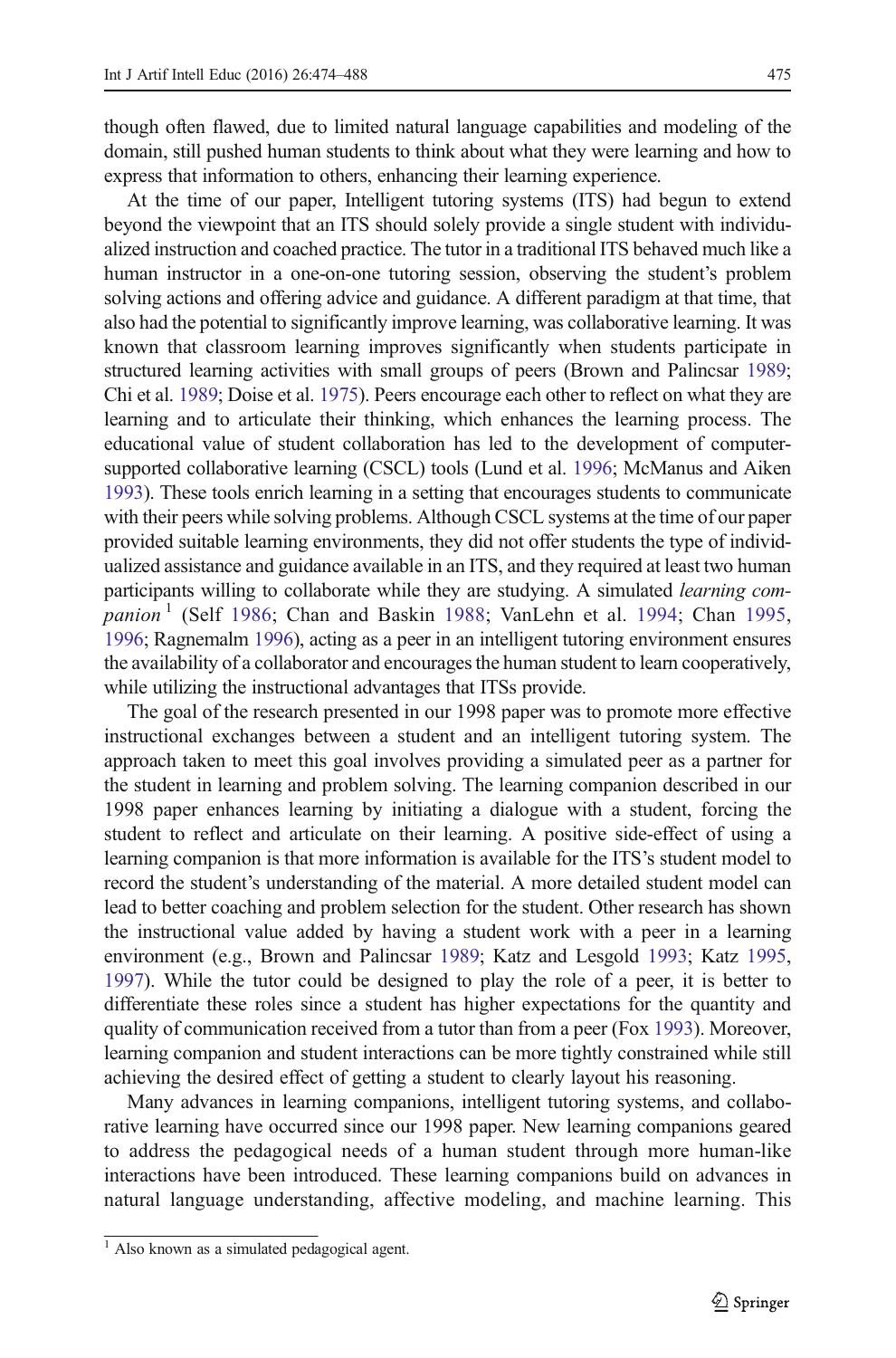though often flawed, due to limited natural language capabilities and modeling of the domain, still pushed human students to think about what they were learning and how to express that information to others, enhancing their learning experience.

At the time of our paper, Intelligent tutoring systems (ITS) had begun to extend beyond the viewpoint that an ITS should solely provide a single student with individualized instruction and coached practice. The tutor in a traditional ITS behaved much like a human instructor in a one-on-one tutoring session, observing the student's problem solving actions and offering advice and guidance. A different paradigm at that time, that also had the potential to significantly improve learning, was collaborative learning. It was known that classroom learning improves significantly when students participate in structured learning activities with small groups of peers (Brown and Palincsar 1989; Chi et al. 1989; Doise et al. 1975). Peers encourage each other to reflect on what they are learning and to articulate their thinking, which enhances the learning process. The educational value of student collaboration has led to the development of computer-supported collaborative learning (CSCL) tools (Lund et al. 1996; McManus and Aiken 1993). These tools enrich learning in a setting that encourages students to communicate with their peers while solving problems. Although CSCL systems at the time of our paper provided suitable learning environments, they did not offer students the type of individualized assistance and guidance available in an ITS, and they required at least two human participants willing to collaborate while they are studying. A simulated *learning companion*[1] (Self 1986; Chan and Baskin 1988; VanLehn et al. 1994; Chan 1995, 1996; Ragnemalm 1996), acting as a peer in an intelligent tutoring environment ensures the availability of a collaborator and encourages the human student to learn cooperatively, while utilizing the instructional advantages that ITSs provide.

The goal of the research presented in our 1998 paper was to promote more effective instructional exchanges between a student and an intelligent tutoring system. The approach taken to meet this goal involves providing a simulated peer as a partner for the student in learning and problem solving. The learning companion described in our 1998 paper enhances learning by initiating a dialogue with a student, forcing the student to reflect and articulate on their learning. A positive side-effect of using a learning companion is that more information is available for the ITS's student model to record the student's understanding of the material. A more detailed student model can lead to better coaching and problem selection for the student. Other research has shown the instructional value added by having a student work with a peer in a learning environment (e.g., Brown and Palincsar 1989; Katz and Lesgold 1993; Katz 1995, 1997). While the tutor could be designed to play the role of a peer, it is better to differentiate these roles since a student has higher expectations for the quantity and quality of communication received from a tutor than from a peer (Fox 1993). Moreover, learning companion and student interactions can be more tightly constrained while still achieving the desired effect of getting a student to clearly layout his reasoning.

Many advances in learning companions, intelligent tutoring systems, and collaborative learning have occurred since our 1998 paper. New learning companions geared to address the pedagogical needs of a human student through more human-like interactions have been introduced. These learning companions build on advances in natural language understanding, affective modeling, and machine learning. This

[1] Also known as a simulated pedagogical agent.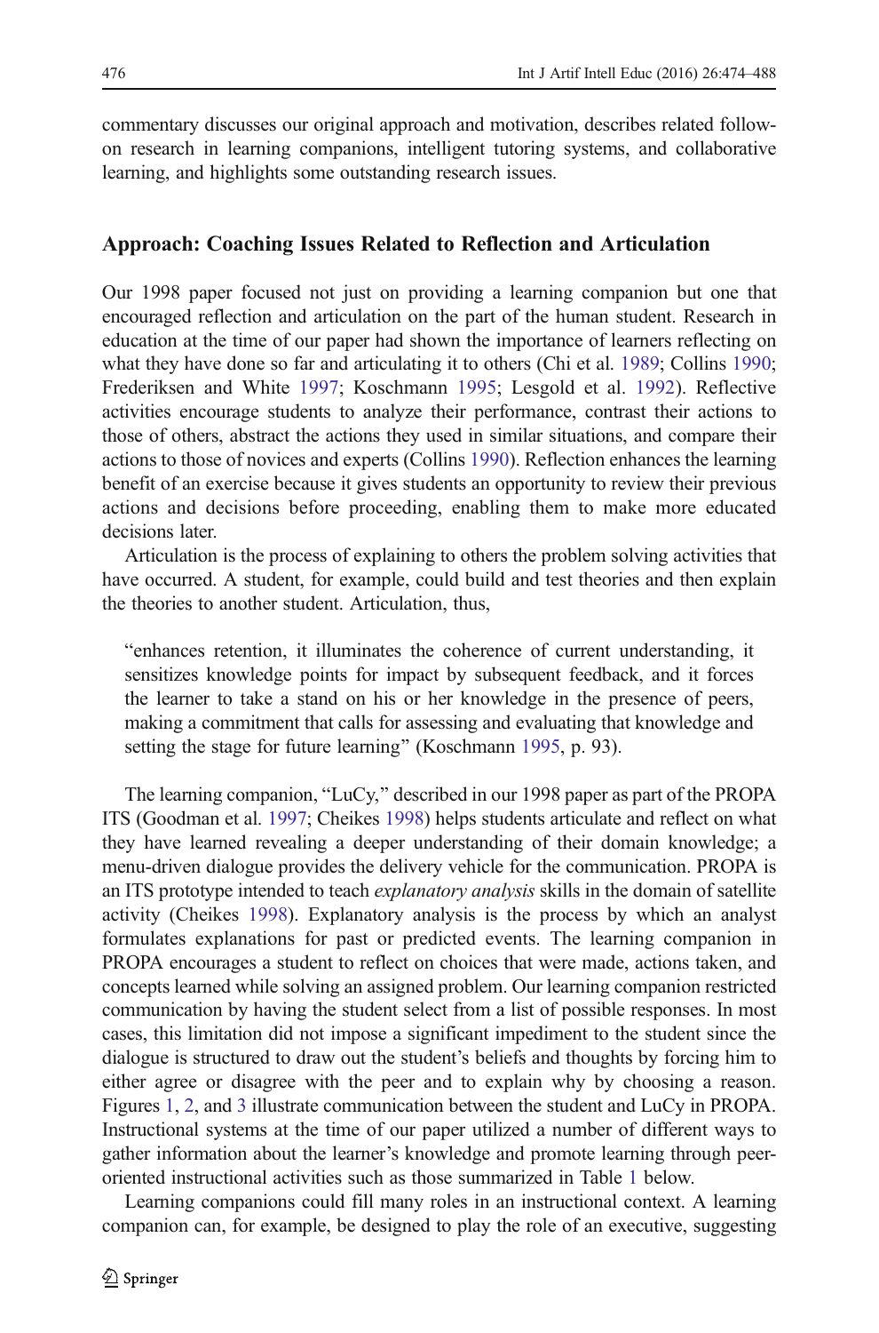commentary discusses our original approach and motivation, describes related follow-on research in learning companions, intelligent tutoring systems, and collaborative learning, and highlights some outstanding research issues.

## Approach: Coaching Issues Related to Reflection and Articulation

Our 1998 paper focused not just on providing a learning companion but one that encouraged reflection and articulation on the part of the human student. Research in education at the time of our paper had shown the importance of learners reflecting on what they have done so far and articulating it to others (Chi et al. 1989; Collins 1990; Frederiksen and White 1997; Koschmann 1995; Lesgold et al. 1992). Reflective activities encourage students to analyze their performance, contrast their actions to those of others, abstract the actions they used in similar situations, and compare their actions to those of novices and experts (Collins 1990). Reflection enhances the learning benefit of an exercise because it gives students an opportunity to review their previous actions and decisions before proceeding, enabling them to make more educated decisions later.

Articulation is the process of explaining to others the problem solving activities that have occurred. A student, for example, could build and test theories and then explain the theories to another student. Articulation, thus,

> "enhances retention, it illuminates the coherence of current understanding, it sensitizes knowledge points for impact by subsequent feedback, and it forces the learner to take a stand on his or her knowledge in the presence of peers, making a commitment that calls for assessing and evaluating that knowledge and setting the stage for future learning" (Koschmann 1995, p. 93).

The learning companion, "LuCy," described in our 1998 paper as part of the PROPA ITS (Goodman et al. 1997; Cheikes 1998) helps students articulate and reflect on what they have learned revealing a deeper understanding of their domain knowledge; a menu-driven dialogue provides the delivery vehicle for the communication. PROPA is an ITS prototype intended to teach *explanatory analysis* skills in the domain of satellite activity (Cheikes 1998). Explanatory analysis is the process by which an analyst formulates explanations for past or predicted events. The learning companion in PROPA encourages a student to reflect on choices that were made, actions taken, and concepts learned while solving an assigned problem. Our learning companion restricted communication by having the student select from a list of possible responses. In most cases, this limitation did not impose a significant impediment to the student since the dialogue is structured to draw out the student's beliefs and thoughts by forcing him to either agree or disagree with the peer and to explain why by choosing a reason. Figures 1, 2, and 3 illustrate communication between the student and LuCy in PROPA. Instructional systems at the time of our paper utilized a number of different ways to gather information about the learner's knowledge and promote learning through peer-oriented instructional activities such as those summarized in Table 1 below.

Learning companions could fill many roles in an instructional context. A learning companion can, for example, be designed to play the role of an executive, suggesting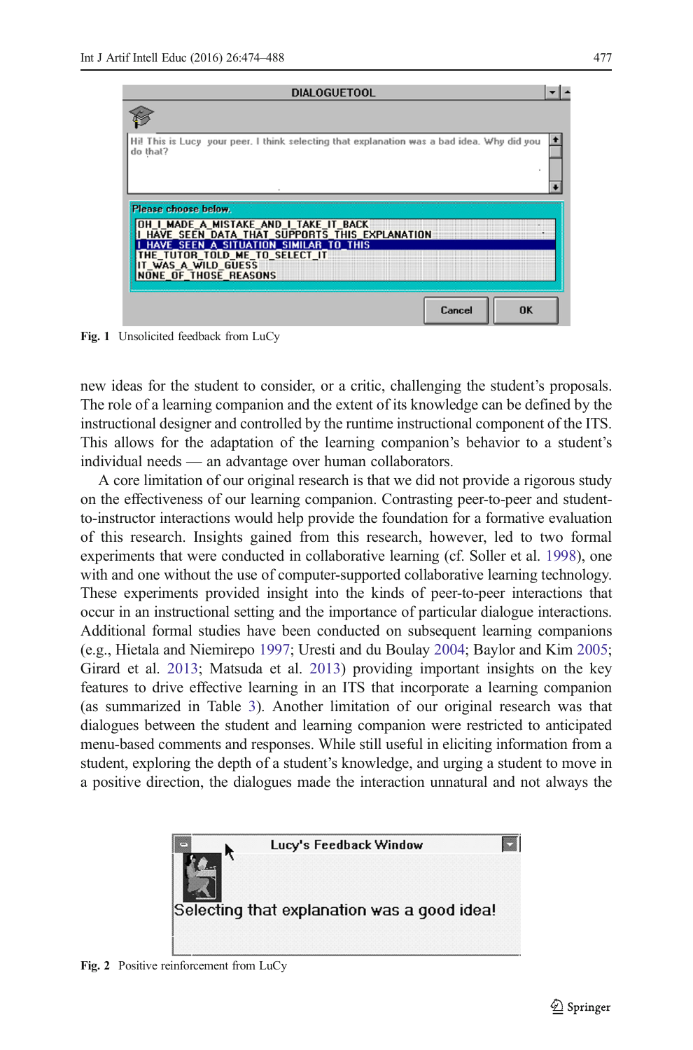Fig. 1 Unsolicited feedback from LuCy

new ideas for the student to consider, or a critic, challenging the student's proposals. The role of a learning companion and the extent of its knowledge can be defined by the instructional designer and controlled by the runtime instructional component of the ITS. This allows for the adaptation of the learning companion's behavior to a student's individual needs — an advantage over human collaborators.

A core limitation of our original research is that we did not provide a rigorous study on the effectiveness of our learning companion. Contrasting peer-to-peer and student-to-instructor interactions would help provide the foundation for a formative evaluation of this research. Insights gained from this research, however, led to two formal experiments that were conducted in collaborative learning (cf. Soller et al. 1998), one with and one without the use of computer-supported collaborative learning technology. These experiments provided insight into the kinds of peer-to-peer interactions that occur in an instructional setting and the importance of particular dialogue interactions. Additional formal studies have been conducted on subsequent learning companions (e.g., Hietala and Niemirepo 1997; Uresti and du Boulay 2004; Baylor and Kim 2005; Girard et al. 2013; Matsuda et al. 2013) providing important insights on the key features to drive effective learning in an ITS that incorporate a learning companion (as summarized in Table 3). Another limitation of our original research was that dialogues between the student and learning companion were restricted to anticipated menu-based comments and responses. While still useful in eliciting information from a student, exploring the depth of a student's knowledge, and urging a student to move in a positive direction, the dialogues made the interaction unnatural and not always the

Fig. 2 Positive reinforcement from LuCy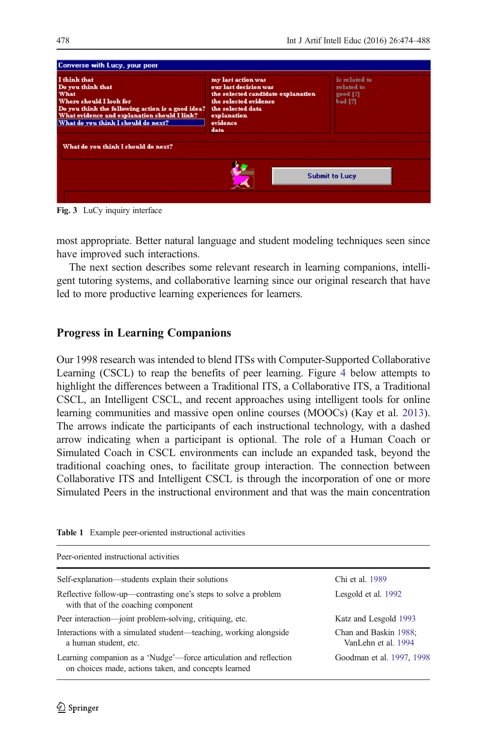Fig. 3 LuCy inquiry interface

most appropriate. Better natural language and student modeling techniques seen since have improved such interactions.

The next section describes some relevant research in learning companions, intelligent tutoring systems, and collaborative learning since our original research that have led to more productive learning experiences for learners.

## Progress in Learning Companions

Our 1998 research was intended to blend ITSs with Computer-Supported Collaborative Learning (CSCL) to reap the benefits of peer learning. Figure 4 below attempts to highlight the differences between a Traditional ITS, a Collaborative ITS, a Traditional CSCL, an Intelligent CSCL, and recent approaches using intelligent tools for online learning communities and massive open online courses (MOOCs) (Kay et al. 2013). The arrows indicate the participants of each instructional technology, with a dashed arrow indicating when a participant is optional. The role of a Human Coach or Simulated Coach in CSCL environments can include an expanded task, beyond the traditional coaching ones, to facilitate group interaction. The connection between Collaborative ITS and Intelligent CSCL is through the incorporation of one or more Simulated Peers in the instructional environment and that was the main concentration

Table 1 Example peer-oriented instructional activities

| Peer-oriented instructional activities | |
|---|---|
| Self-explanation—students explain their solutions | Chi et al. 1989 |
| Reflective follow-up—contrasting one's steps to solve a problem with that of the coaching component | Lesgold et al. 1992 |
| Peer interaction—joint problem-solving, critiquing, etc. | Katz and Lesgold 1993 |
| Interactions with a simulated student—teaching, working alongside a human student, etc. | Chan and Baskin 1988; VanLehn et al. 1994 |
| Learning companion as a 'Nudge'—force articulation and reflection on choices made, actions taken, and concepts learned | Goodman et al. 1997, 1998 |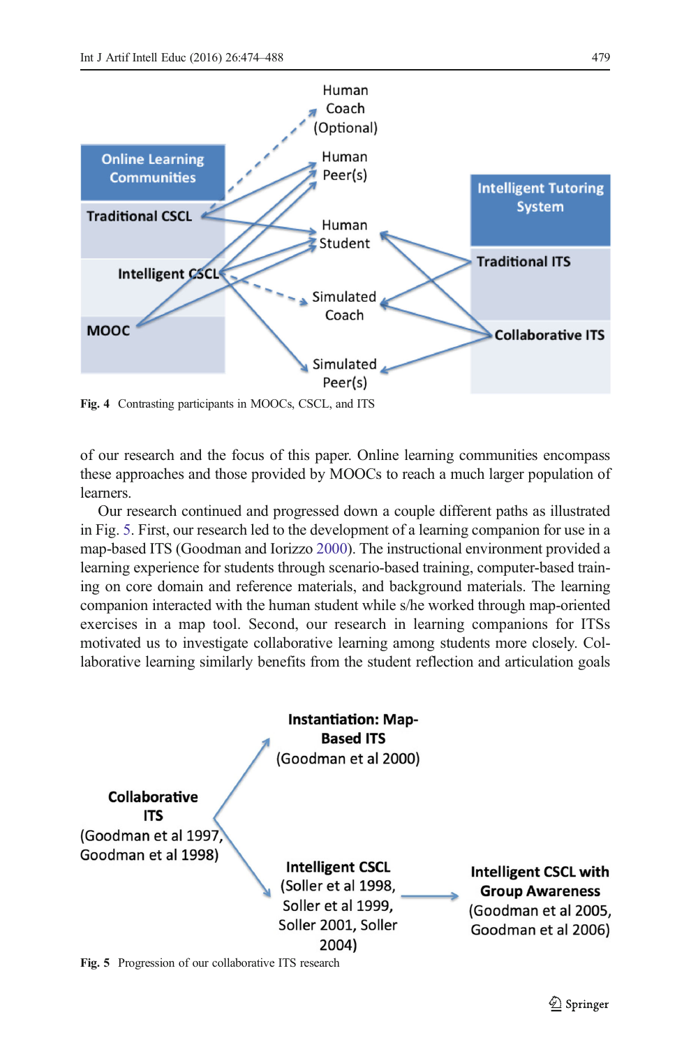Fig. 4 Contrasting participants in MOOCs, CSCL, and ITS

of our research and the focus of this paper. Online learning communities encompass these approaches and those provided by MOOCs to reach a much larger population of learners.

Our research continued and progressed down a couple different paths as illustrated in Fig. 5. First, our research led to the development of a learning companion for use in a map-based ITS (Goodman and Iorizzo 2000). The instructional environment provided a learning experience for students through scenario-based training, computer-based training on core domain and reference materials, and background materials. The learning companion interacted with the human student while s/he worked through map-oriented exercises in a map tool. Second, our research in learning companions for ITSs motivated us to investigate collaborative learning among students more closely. Collaborative learning similarly benefits from the student reflection and articulation goals

Fig. 5 Progression of our collaborative ITS research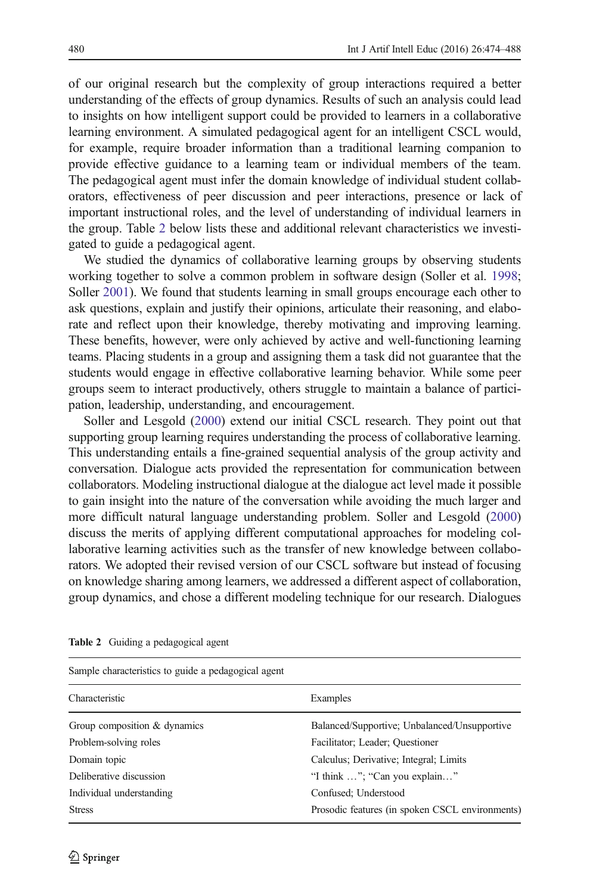of our original research but the complexity of group interactions required a better understanding of the effects of group dynamics. Results of such an analysis could lead to insights on how intelligent support could be provided to learners in a collaborative learning environment. A simulated pedagogical agent for an intelligent CSCL would, for example, require broader information than a traditional learning companion to provide effective guidance to a learning team or individual members of the team. The pedagogical agent must infer the domain knowledge of individual student collaborators, effectiveness of peer discussion and peer interactions, presence or lack of important instructional roles, and the level of understanding of individual learners in the group. Table 2 below lists these and additional relevant characteristics we investigated to guide a pedagogical agent.

We studied the dynamics of collaborative learning groups by observing students working together to solve a common problem in software design (Soller et al. 1998; Soller 2001). We found that students learning in small groups encourage each other to ask questions, explain and justify their opinions, articulate their reasoning, and elaborate and reflect upon their knowledge, thereby motivating and improving learning. These benefits, however, were only achieved by active and well-functioning learning teams. Placing students in a group and assigning them a task did not guarantee that the students would engage in effective collaborative learning behavior. While some peer groups seem to interact productively, others struggle to maintain a balance of participation, leadership, understanding, and encouragement.

Soller and Lesgold (2000) extend our initial CSCL research. They point out that supporting group learning requires understanding the process of collaborative learning. This understanding entails a fine-grained sequential analysis of the group activity and conversation. Dialogue acts provided the representation for communication between collaborators. Modeling instructional dialogue at the dialogue act level made it possible to gain insight into the nature of the conversation while avoiding the much larger and more difficult natural language understanding problem. Soller and Lesgold (2000) discuss the merits of applying different computational approaches for modeling collaborative learning activities such as the transfer of new knowledge between collaborators. We adopted their revised version of our CSCL software but instead of focusing on knowledge sharing among learners, we addressed a different aspect of collaboration, group dynamics, and chose a different modeling technique for our research. Dialogues

**Table 2** Guiding a pedagogical agent

| Sample characteristics to guide a pedagogical agent | |
|---|---|
| **Characteristic** | **Examples** |
| Group composition & dynamics | Balanced/Supportive; Unbalanced/Unsupportive |
| Problem-solving roles | Facilitator; Leader; Questioner |
| Domain topic | Calculus; Derivative; Integral; Limits |
| Deliberative discussion | "I think …"; "Can you explain…" |
| Individual understanding | Confused; Understood |
| Stress | Prosodic features (in spoken CSCL environments) |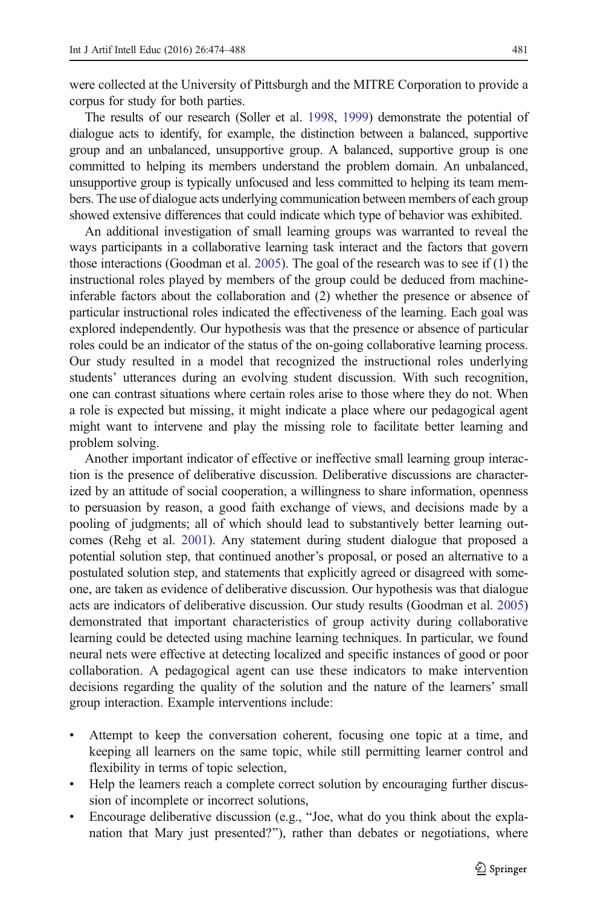were collected at the University of Pittsburgh and the MITRE Corporation to provide a corpus for study for both parties.

The results of our research (Soller et al. 1998, 1999) demonstrate the potential of dialogue acts to identify, for example, the distinction between a balanced, supportive group and an unbalanced, unsupportive group. A balanced, supportive group is one committed to helping its members understand the problem domain. An unbalanced, unsupportive group is typically unfocused and less committed to helping its team members. The use of dialogue acts underlying communication between members of each group showed extensive differences that could indicate which type of behavior was exhibited.

An additional investigation of small learning groups was warranted to reveal the ways participants in a collaborative learning task interact and the factors that govern those interactions (Goodman et al. 2005). The goal of the research was to see if (1) the instructional roles played by members of the group could be deduced from machine-inferable factors about the collaboration and (2) whether the presence or absence of particular instructional roles indicated the effectiveness of the learning. Each goal was explored independently. Our hypothesis was that the presence or absence of particular roles could be an indicator of the status of the on-going collaborative learning process. Our study resulted in a model that recognized the instructional roles underlying students' utterances during an evolving student discussion. With such recognition, one can contrast situations where certain roles arise to those where they do not. When a role is expected but missing, it might indicate a place where our pedagogical agent might want to intervene and play the missing role to facilitate better learning and problem solving.

Another important indicator of effective or ineffective small learning group interaction is the presence of deliberative discussion. Deliberative discussions are characterized by an attitude of social cooperation, a willingness to share information, openness to persuasion by reason, a good faith exchange of views, and decisions made by a pooling of judgments; all of which should lead to substantively better learning outcomes (Rehg et al. 2001). Any statement during student dialogue that proposed a potential solution step, that continued another's proposal, or posed an alternative to a postulated solution step, and statements that explicitly agreed or disagreed with someone, are taken as evidence of deliberative discussion. Our hypothesis was that dialogue acts are indicators of deliberative discussion. Our study results (Goodman et al. 2005) demonstrated that important characteristics of group activity during collaborative learning could be detected using machine learning techniques. In particular, we found neural nets were effective at detecting localized and specific instances of good or poor collaboration. A pedagogical agent can use these indicators to make intervention decisions regarding the quality of the solution and the nature of the learners' small group interaction. Example interventions include:

- Attempt to keep the conversation coherent, focusing one topic at a time, and keeping all learners on the same topic, while still permitting learner control and flexibility in terms of topic selection,
- Help the learners reach a complete correct solution by encouraging further discussion of incomplete or incorrect solutions,
- Encourage deliberative discussion (e.g., "Joe, what do you think about the explanation that Mary just presented?"), rather than debates or negotiations, where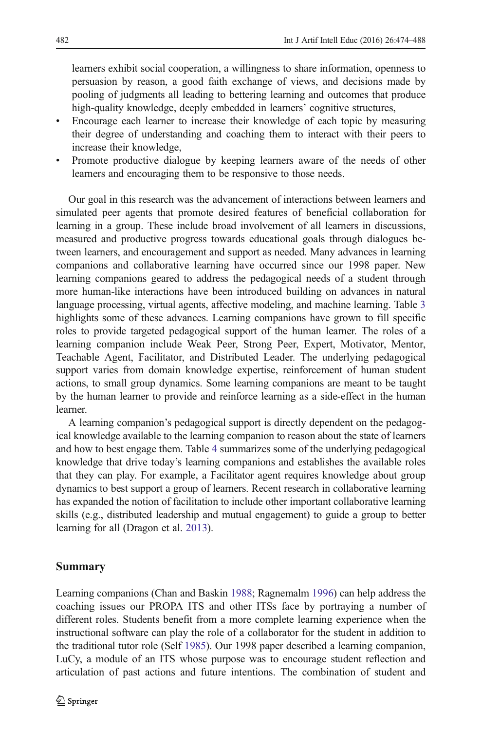learners exhibit social cooperation, a willingness to share information, openness to persuasion by reason, a good faith exchange of views, and decisions made by pooling of judgments all leading to bettering learning and outcomes that produce high-quality knowledge, deeply embedded in learners' cognitive structures,

- Encourage each learner to increase their knowledge of each topic by measuring their degree of understanding and coaching them to interact with their peers to increase their knowledge,
- Promote productive dialogue by keeping learners aware of the needs of other learners and encouraging them to be responsive to those needs.

Our goal in this research was the advancement of interactions between learners and simulated peer agents that promote desired features of beneficial collaboration for learning in a group. These include broad involvement of all learners in discussions, measured and productive progress towards educational goals through dialogues between learners, and encouragement and support as needed. Many advances in learning companions and collaborative learning have occurred since our 1998 paper. New learning companions geared to address the pedagogical needs of a student through more human-like interactions have been introduced building on advances in natural language processing, virtual agents, affective modeling, and machine learning. Table 3 highlights some of these advances. Learning companions have grown to fill specific roles to provide targeted pedagogical support of the human learner. The roles of a learning companion include Weak Peer, Strong Peer, Expert, Motivator, Mentor, Teachable Agent, Facilitator, and Distributed Leader. The underlying pedagogical support varies from domain knowledge expertise, reinforcement of human student actions, to small group dynamics. Some learning companions are meant to be taught by the human learner to provide and reinforce learning as a side-effect in the human learner.

A learning companion's pedagogical support is directly dependent on the pedagogical knowledge available to the learning companion to reason about the state of learners and how to best engage them. Table 4 summarizes some of the underlying pedagogical knowledge that drive today's learning companions and establishes the available roles that they can play. For example, a Facilitator agent requires knowledge about group dynamics to best support a group of learners. Recent research in collaborative learning has expanded the notion of facilitation to include other important collaborative learning skills (e.g., distributed leadership and mutual engagement) to guide a group to better learning for all (Dragon et al. 2013).

## Summary

Learning companions (Chan and Baskin 1988; Ragnemalm 1996) can help address the coaching issues our PROPA ITS and other ITSs face by portraying a number of different roles. Students benefit from a more complete learning experience when the instructional software can play the role of a collaborator for the student in addition to the traditional tutor role (Self 1985). Our 1998 paper described a learning companion, LuCy, a module of an ITS whose purpose was to encourage student reflection and articulation of past actions and future intentions. The combination of student and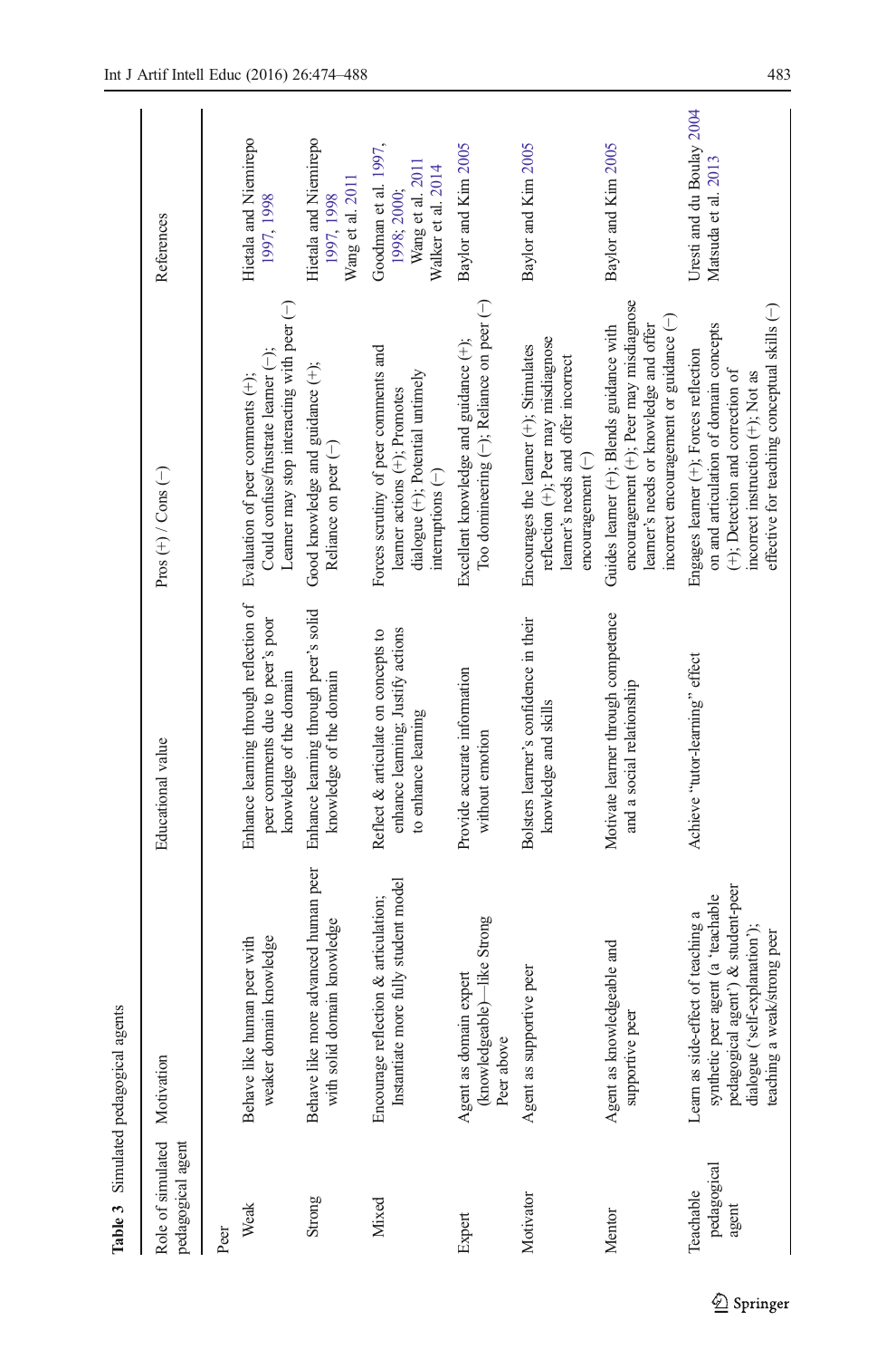**Table 3** Simulated pedagogical agents

| Role of simulated pedagogical agent | Motivation | Educational value | Pros (+) / Cons (−) | References |
|---|---|---|---|---|
| Peer | | | | |
| Weak | Behave like human peer with weaker domain knowledge | Enhance learning through reflection of peer comments due to peer's poor knowledge of the domain | Evaluation of peer comments (+); Could confuse/frustrate learner (−); Learner may stop interacting with peer (−) | Hietala and Niemirepo 1997, 1998 |
| Strong | Behave like more advanced human peer with solid domain knowledge | Enhance learning through peer's solid knowledge of the domain | Good knowledge and guidance (+); Reliance on peer (−) | Hietala and Niemirepo 1997, 1998 Wang et al. 2011 |
| Mixed | Encourage reflection & articulation; Instantiate more fully student model | Reflect & articulate on concepts to enhance learning. Justify actions to enhance learning | Forces scrutiny of peer comments and learner actions (+); Promotes dialogue (+); Potential untimely interruptions (−) | Goodman et al. 1997, 1998; 2000; Wang et al. 2011 Walker et al. 2014 |
| Expert | Agent as domain expert (knowledgeable)—like Strong Peer above | Provide accurate information without emotion | Excellent knowledge and guidance (+); Too domineering (−); Reliance on peer (−) | Baylor and Kim 2005 |
| Motivator | Agent as supportive peer | Bolsters learner's confidence in their knowledge and skills | Encourages the learner (+); Stimulates reflection (+); Peer may misdiagnose learner's needs and offer incorrect encouragement (−) | Baylor and Kim 2005 |
| Mentor | Agent as knowledgeable and supportive peer | Motivate learner through competence and a social relationship | Guides learner (+); Blends guidance with encouragement (+); Peer may misdiagnose learner's needs or knowledge and offer incorrect encouragement or guidance (−) | Baylor and Kim 2005 |
| Teachable pedagogical agent | Learn as side-effect of teaching a synthetic peer agent (a 'teachable pedagogical agent') & student-peer dialogue ('self-explanation'); teaching a weak/strong peer | Achieve "tutor-learning" effect | Engages learner (+); Forces reflection on and articulation of domain concepts (+); Detection and correction of incorrect instruction (+); Not as effective for teaching conceptual skills (−) | Uresti and du Boulay 2004 Matsuda et al. 2013 |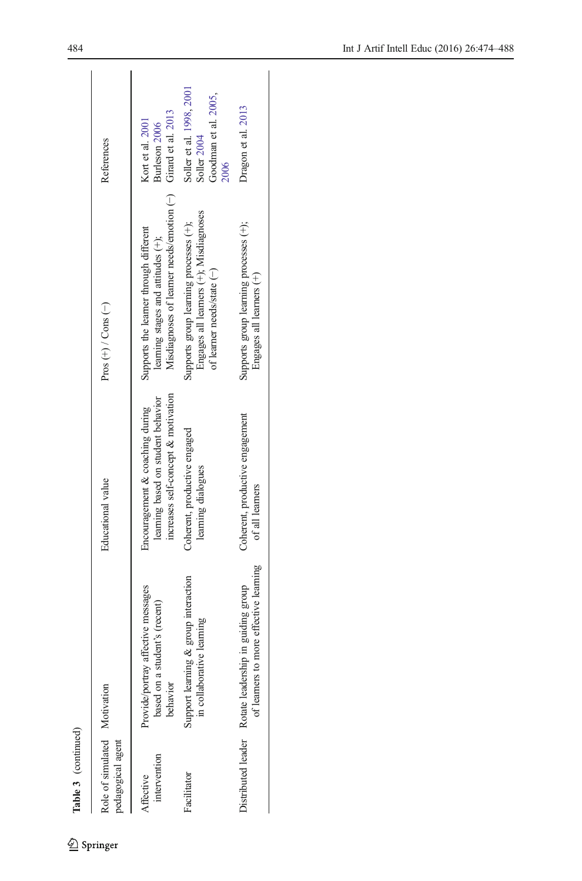**Table 3** (continued)

| Role of simulated pedagogical agent | Motivation | Educational value | Pros (+) / Cons (−) | References |
|---|---|---|---|---|
| Affective intervention | Provide/portray affective messages based on a student's (recent) behavior | Encouragement & coaching during learning based on student behavior increases self-concept & motivation | Supports the learner through different learning stages and attitudes (+); Misdiagnoses of learner needs/emotion (−) | Kort et al. 2001<br>Burleson 2006<br>Girard et al. 2013 |
| Facilitator | Support learning & group interaction in collaborative learning | Coherent, productive engaged learning dialogues | Supports group learning processes (+); Engages all learners (+); Misdiagnoses of learner needs/state (−) | Soller et al. 1998, 2001<br>Soller 2004<br>Goodman et al. 2005, 2006 |
| Distributed leader | Rotate leadership in guiding group of learners to more effective learning | Coherent, productive engagement of all learners | Supports group learning processes (+); Engages all learners (+) | Dragon et al. 2013 |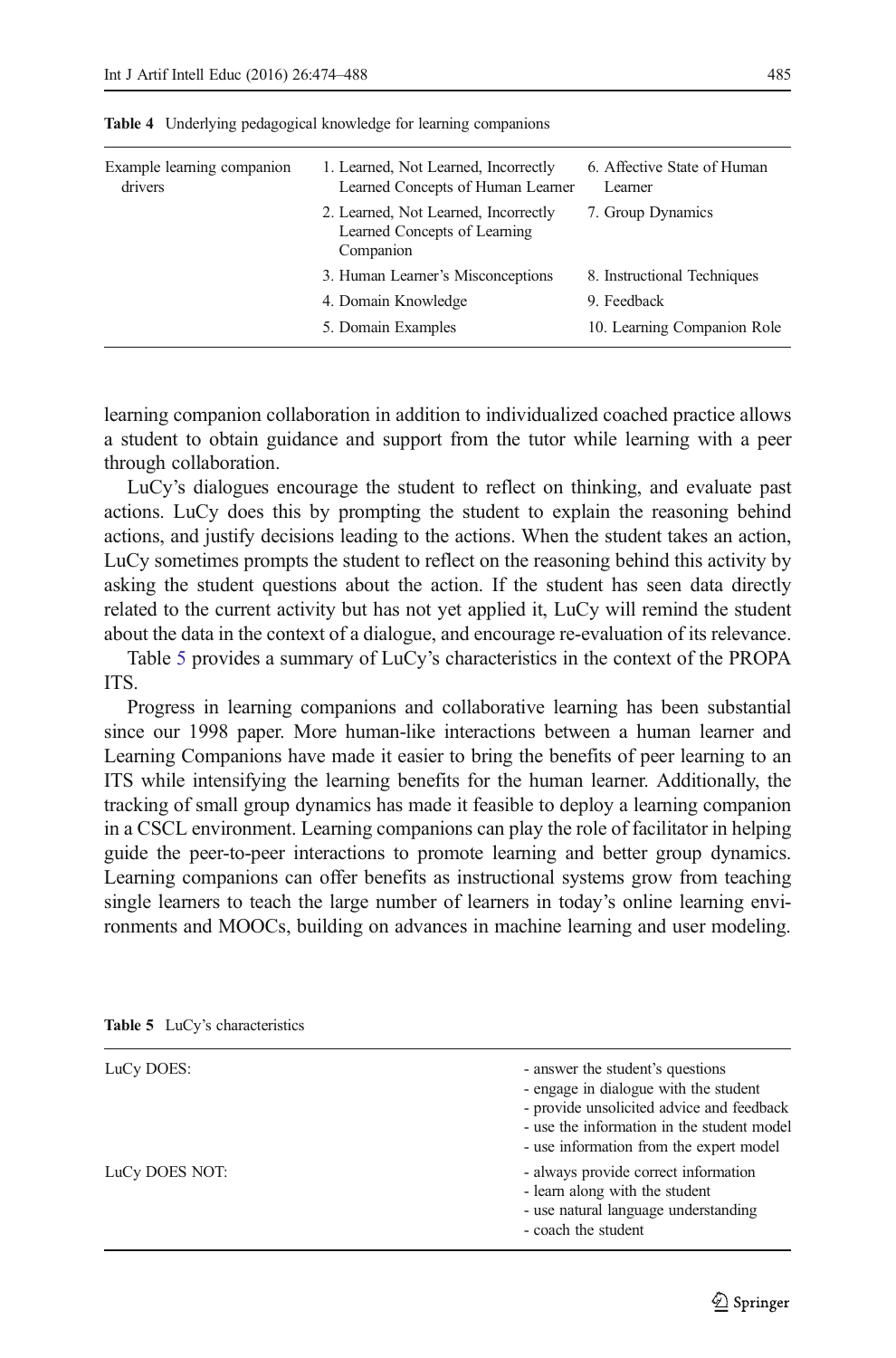**Table 4** Underlying pedagogical knowledge for learning companions

| | | |
|---|---|---|
| Example learning companion drivers | 1. Learned, Not Learned, Incorrectly Learned Concepts of Human Learner | 6. Affective State of Human Learner |
| | 2. Learned, Not Learned, Incorrectly Learned Concepts of Learning Companion | 7. Group Dynamics |
| | 3. Human Learner's Misconceptions | 8. Instructional Techniques |
| | 4. Domain Knowledge | 9. Feedback |
| | 5. Domain Examples | 10. Learning Companion Role |

learning companion collaboration in addition to individualized coached practice allows a student to obtain guidance and support from the tutor while learning with a peer through collaboration.

LuCy's dialogues encourage the student to reflect on thinking, and evaluate past actions. LuCy does this by prompting the student to explain the reasoning behind actions, and justify decisions leading to the actions. When the student takes an action, LuCy sometimes prompts the student to reflect on the reasoning behind this activity by asking the student questions about the action. If the student has seen data directly related to the current activity but has not yet applied it, LuCy will remind the student about the data in the context of a dialogue, and encourage re-evaluation of its relevance.

Table 5 provides a summary of LuCy's characteristics in the context of the PROPA ITS.

Progress in learning companions and collaborative learning has been substantial since our 1998 paper. More human-like interactions between a human learner and Learning Companions have made it easier to bring the benefits of peer learning to an ITS while intensifying the learning benefits for the human learner. Additionally, the tracking of small group dynamics has made it feasible to deploy a learning companion in a CSCL environment. Learning companions can play the role of facilitator in helping guide the peer-to-peer interactions to promote learning and better group dynamics. Learning companions can offer benefits as instructional systems grow from teaching single learners to teach the large number of learners in today's online learning environments and MOOCs, building on advances in machine learning and user modeling.

**Table 5** LuCy's characteristics

| | |
|---|---|
| LuCy DOES: | - answer the student's questions<br>- engage in dialogue with the student<br>- provide unsolicited advice and feedback<br>- use the information in the student model<br>- use information from the expert model |
| LuCy DOES NOT: | - always provide correct information<br>- learn along with the student<br>- use natural language understanding<br>- coach the student |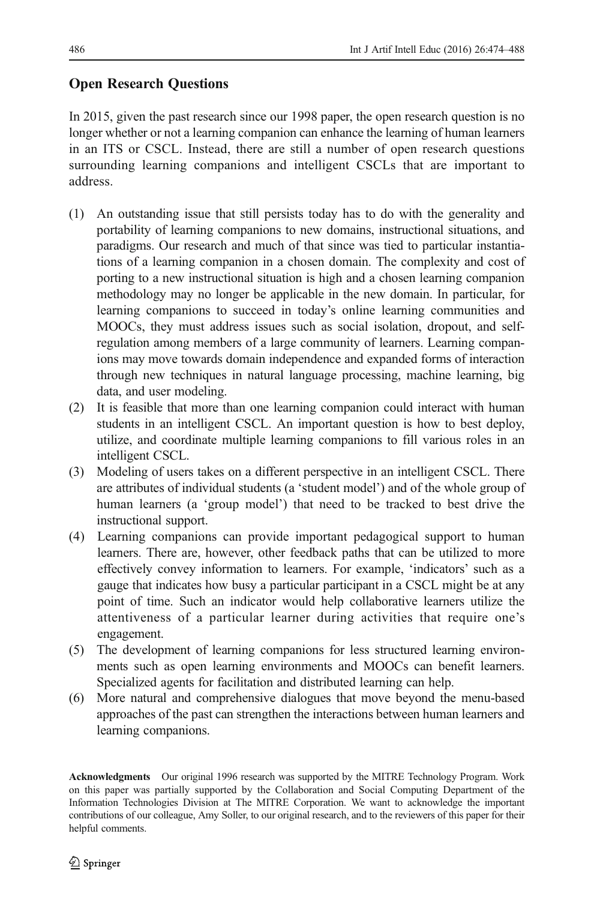## Open Research Questions

In 2015, given the past research since our 1998 paper, the open research question is no longer whether or not a learning companion can enhance the learning of human learners in an ITS or CSCL. Instead, there are still a number of open research questions surrounding learning companions and intelligent CSCLs that are important to address.

(1) An outstanding issue that still persists today has to do with the generality and portability of learning companions to new domains, instructional situations, and paradigms. Our research and much of that since was tied to particular instantiations of a learning companion in a chosen domain. The complexity and cost of porting to a new instructional situation is high and a chosen learning companion methodology may no longer be applicable in the new domain. In particular, for learning companions to succeed in today's online learning communities and MOOCs, they must address issues such as social isolation, dropout, and self-regulation among members of a large community of learners. Learning companions may move towards domain independence and expanded forms of interaction through new techniques in natural language processing, machine learning, big data, and user modeling.

(2) It is feasible that more than one learning companion could interact with human students in an intelligent CSCL. An important question is how to best deploy, utilize, and coordinate multiple learning companions to fill various roles in an intelligent CSCL.

(3) Modeling of users takes on a different perspective in an intelligent CSCL. There are attributes of individual students (a 'student model') and of the whole group of human learners (a 'group model') that need to be tracked to best drive the instructional support.

(4) Learning companions can provide important pedagogical support to human learners. There are, however, other feedback paths that can be utilized to more effectively convey information to learners. For example, 'indicators' such as a gauge that indicates how busy a particular participant in a CSCL might be at any point of time. Such an indicator would help collaborative learners utilize the attentiveness of a particular learner during activities that require one's engagement.

(5) The development of learning companions for less structured learning environments such as open learning environments and MOOCs can benefit learners. Specialized agents for facilitation and distributed learning can help.

(6) More natural and comprehensive dialogues that move beyond the menu-based approaches of the past can strengthen the interactions between human learners and learning companions.

**Acknowledgments** Our original 1996 research was supported by the MITRE Technology Program. Work on this paper was partially supported by the Collaboration and Social Computing Department of the Information Technologies Division at The MITRE Corporation. We want to acknowledge the important contributions of our colleague, Amy Soller, to our original research, and to the reviewers of this paper for their helpful comments.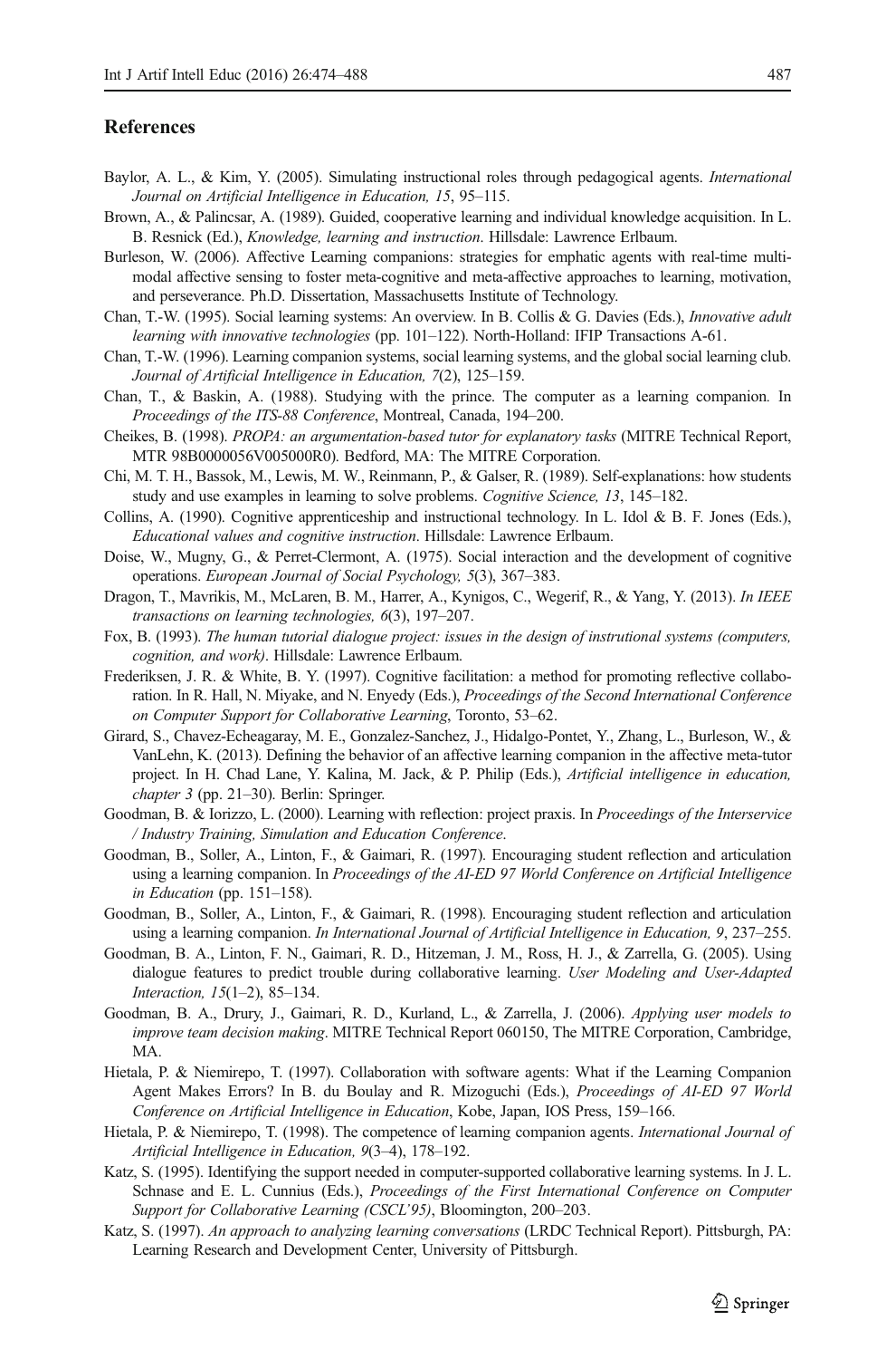## References

Baylor, A. L., & Kim, Y. (2005). Simulating instructional roles through pedagogical agents. *International Journal on Artificial Intelligence in Education, 15*, 95–115.

Brown, A., & Palincsar, A. (1989). Guided, cooperative learning and individual knowledge acquisition. In L. B. Resnick (Ed.), *Knowledge, learning and instruction*. Hillsdale: Lawrence Erlbaum.

Burleson, W. (2006). Affective Learning companions: strategies for emphatic agents with real-time multimodal affective sensing to foster meta-cognitive and meta-affective approaches to learning, motivation, and perseverance. Ph.D. Dissertation, Massachusetts Institute of Technology.

Chan, T.-W. (1995). Social learning systems: An overview. In B. Collis & G. Davies (Eds.), *Innovative adult learning with innovative technologies* (pp. 101–122). North-Holland: IFIP Transactions A-61.

Chan, T.-W. (1996). Learning companion systems, social learning systems, and the global social learning club. *Journal of Artificial Intelligence in Education, 7*(2), 125–159.

Chan, T., & Baskin, A. (1988). Studying with the prince. The computer as a learning companion. In *Proceedings of the ITS-88 Conference*, Montreal, Canada, 194–200.

Cheikes, B. (1998). *PROPA: an argumentation-based tutor for explanatory tasks* (MITRE Technical Report, MTR 98B0000056V005000R0). Bedford, MA: The MITRE Corporation.

Chi, M. T. H., Bassok, M., Lewis, M. W., Reinmann, P., & Galser, R. (1989). Self-explanations: how students study and use examples in learning to solve problems. *Cognitive Science, 13*, 145–182.

Collins, A. (1990). Cognitive apprenticeship and instructional technology. In L. Idol & B. F. Jones (Eds.), *Educational values and cognitive instruction*. Hillsdale: Lawrence Erlbaum.

Doise, W., Mugny, G., & Perret-Clermont, A. (1975). Social interaction and the development of cognitive operations. *European Journal of Social Psychology, 5*(3), 367–383.

Dragon, T., Mavrikis, M., McLaren, B. M., Harrer, A., Kynigos, C., Wegerif, R., & Yang, Y. (2013). *In IEEE transactions on learning technologies, 6*(3), 197–207.

Fox, B. (1993). *The human tutorial dialogue project: issues in the design of instrutional systems (computers, cognition, and work)*. Hillsdale: Lawrence Erlbaum.

Frederiksen, J. R. & White, B. Y. (1997). Cognitive facilitation: a method for promoting reflective collaboration. In R. Hall, N. Miyake, and N. Enyedy (Eds.), *Proceedings of the Second International Conference on Computer Support for Collaborative Learning*, Toronto, 53–62.

Girard, S., Chavez-Echeagaray, M. E., Gonzalez-Sanchez, J., Hidalgo-Pontet, Y., Zhang, L., Burleson, W., & VanLehn, K. (2013). Defining the behavior of an affective learning companion in the affective meta-tutor project. In H. Chad Lane, Y. Kalina, M. Jack, & P. Philip (Eds.), *Artificial intelligence in education, chapter 3* (pp. 21–30). Berlin: Springer.

Goodman, B. & Iorizzo, L. (2000). Learning with reflection: project praxis. In *Proceedings of the Interservice / Industry Training, Simulation and Education Conference*.

Goodman, B., Soller, A., Linton, F., & Gaimari, R. (1997). Encouraging student reflection and articulation using a learning companion. In *Proceedings of the AI-ED 97 World Conference on Artificial Intelligence in Education* (pp. 151–158).

Goodman, B., Soller, A., Linton, F., & Gaimari, R. (1998). Encouraging student reflection and articulation using a learning companion. *In International Journal of Artificial Intelligence in Education, 9*, 237–255.

Goodman, B. A., Linton, F. N., Gaimari, R. D., Hitzeman, J. M., Ross, H. J., & Zarrella, G. (2005). Using dialogue features to predict trouble during collaborative learning. *User Modeling and User-Adapted Interaction, 15*(1–2), 85–134.

Goodman, B. A., Drury, J., Gaimari, R. D., Kurland, L., & Zarrella, J. (2006). *Applying user models to improve team decision making*. MITRE Technical Report 060150, The MITRE Corporation, Cambridge, MA.

Hietala, P. & Niemirepo, T. (1997). Collaboration with software agents: What if the Learning Companion Agent Makes Errors? In B. du Boulay and R. Mizoguchi (Eds.), *Proceedings of AI-ED 97 World Conference on Artificial Intelligence in Education*, Kobe, Japan, IOS Press, 159–166.

Hietala, P. & Niemirepo, T. (1998). The competence of learning companion agents. *International Journal of Artificial Intelligence in Education, 9*(3–4), 178–192.

Katz, S. (1995). Identifying the support needed in computer-supported collaborative learning systems. In J. L. Schnase and E. L. Cunnius (Eds.), *Proceedings of the First International Conference on Computer Support for Collaborative Learning (CSCL'95)*, Bloomington, 200–203.

Katz, S. (1997). *An approach to analyzing learning conversations* (LRDC Technical Report). Pittsburgh, PA: Learning Research and Development Center, University of Pittsburgh.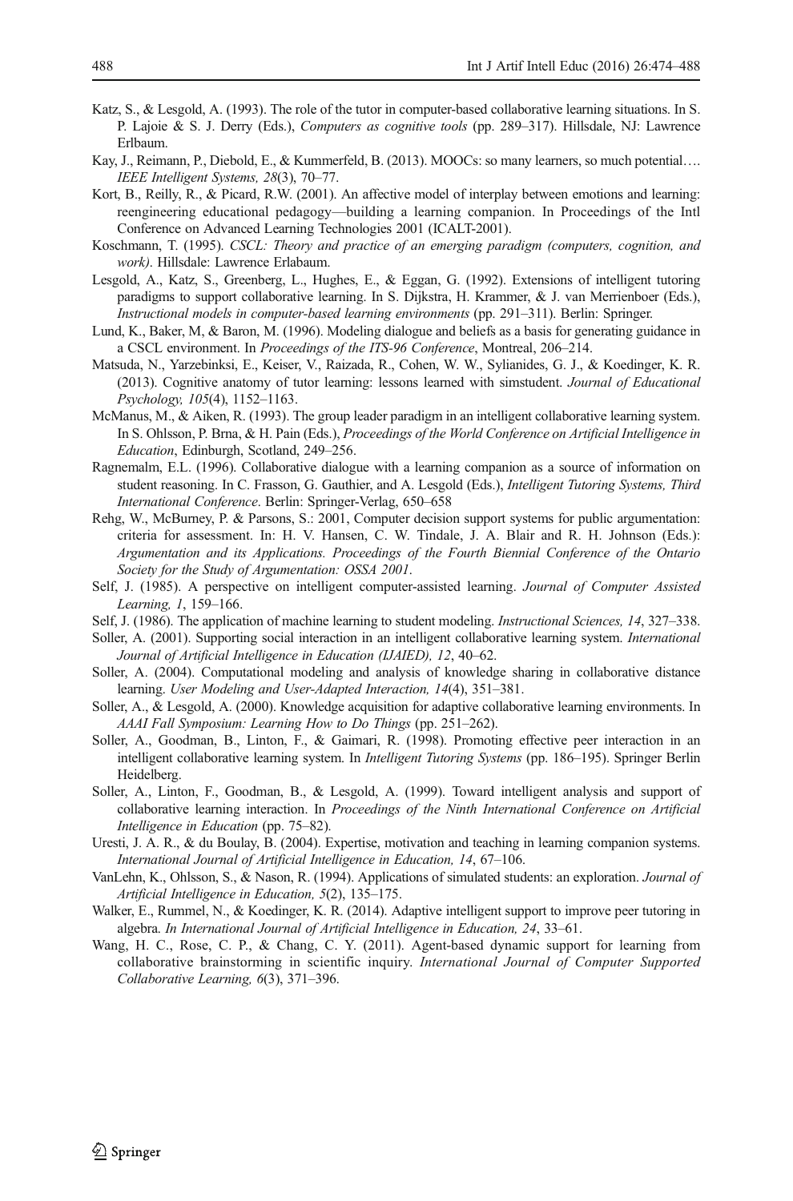Katz, S., & Lesgold, A. (1993). The role of the tutor in computer-based collaborative learning situations. In S. P. Lajoie & S. J. Derry (Eds.), *Computers as cognitive tools* (pp. 289–317). Hillsdale, NJ: Lawrence Erlbaum.

Kay, J., Reimann, P., Diebold, E., & Kummerfeld, B. (2013). MOOCs: so many learners, so much potential…. *IEEE Intelligent Systems, 28*(3), 70–77.

Kort, B., Reilly, R., & Picard, R.W. (2001). An affective model of interplay between emotions and learning: reengineering educational pedagogy—building a learning companion. In Proceedings of the Intl Conference on Advanced Learning Technologies 2001 (ICALT-2001).

Koschmann, T. (1995). *CSCL: Theory and practice of an emerging paradigm (computers, cognition, and work)*. Hillsdale: Lawrence Erlabaum.

Lesgold, A., Katz, S., Greenberg, L., Hughes, E., & Eggan, G. (1992). Extensions of intelligent tutoring paradigms to support collaborative learning. In S. Dijkstra, H. Krammer, & J. van Merrienboer (Eds.), *Instructional models in computer-based learning environments* (pp. 291–311). Berlin: Springer.

Lund, K., Baker, M, & Baron, M. (1996). Modeling dialogue and beliefs as a basis for generating guidance in a CSCL environment. In *Proceedings of the ITS-96 Conference*, Montreal, 206–214.

Matsuda, N., Yarzebinksi, E., Keiser, V., Raizada, R., Cohen, W. W., Sylianides, G. J., & Koedinger, K. R. (2013). Cognitive anatomy of tutor learning: lessons learned with simstudent. *Journal of Educational Psychology, 105*(4), 1152–1163.

McManus, M., & Aiken, R. (1993). The group leader paradigm in an intelligent collaborative learning system. In S. Ohlsson, P. Brna, & H. Pain (Eds.), *Proceedings of the World Conference on Artificial Intelligence in Education*, Edinburgh, Scotland, 249–256.

Ragnemalm, E.L. (1996). Collaborative dialogue with a learning companion as a source of information on student reasoning. In C. Frasson, G. Gauthier, and A. Lesgold (Eds.), *Intelligent Tutoring Systems, Third International Conference*. Berlin: Springer-Verlag, 650–658

Rehg, W., McBurney, P. & Parsons, S.: 2001, Computer decision support systems for public argumentation: criteria for assessment. In: H. V. Hansen, C. W. Tindale, J. A. Blair and R. H. Johnson (Eds.): *Argumentation and its Applications. Proceedings of the Fourth Biennial Conference of the Ontario Society for the Study of Argumentation: OSSA 2001*.

Self, J. (1985). A perspective on intelligent computer-assisted learning. *Journal of Computer Assisted Learning, 1*, 159–166.

Self, J. (1986). The application of machine learning to student modeling. *Instructional Sciences, 14*, 327–338.

Soller, A. (2001). Supporting social interaction in an intelligent collaborative learning system. *International Journal of Artificial Intelligence in Education (IJAIED), 12*, 40–62.

Soller, A. (2004). Computational modeling and analysis of knowledge sharing in collaborative distance learning. *User Modeling and User-Adapted Interaction, 14*(4), 351–381.

Soller, A., & Lesgold, A. (2000). Knowledge acquisition for adaptive collaborative learning environments. In *AAAI Fall Symposium: Learning How to Do Things* (pp. 251–262).

Soller, A., Goodman, B., Linton, F., & Gaimari, R. (1998). Promoting effective peer interaction in an intelligent collaborative learning system. In *Intelligent Tutoring Systems* (pp. 186–195). Springer Berlin Heidelberg.

Soller, A., Linton, F., Goodman, B., & Lesgold, A. (1999). Toward intelligent analysis and support of collaborative learning interaction. In *Proceedings of the Ninth International Conference on Artificial Intelligence in Education* (pp. 75–82).

Uresti, J. A. R., & du Boulay, B. (2004). Expertise, motivation and teaching in learning companion systems. *International Journal of Artificial Intelligence in Education, 14*, 67–106.

VanLehn, K., Ohlsson, S., & Nason, R. (1994). Applications of simulated students: an exploration. *Journal of Artificial Intelligence in Education, 5*(2), 135–175.

Walker, E., Rummel, N., & Koedinger, K. R. (2014). Adaptive intelligent support to improve peer tutoring in algebra. *In International Journal of Artificial Intelligence in Education, 24*, 33–61.

Wang, H. C., Rose, C. P., & Chang, C. Y. (2011). Agent-based dynamic support for learning from collaborative brainstorming in scientific inquiry. *International Journal of Computer Supported Collaborative Learning, 6*(3), 371–396.